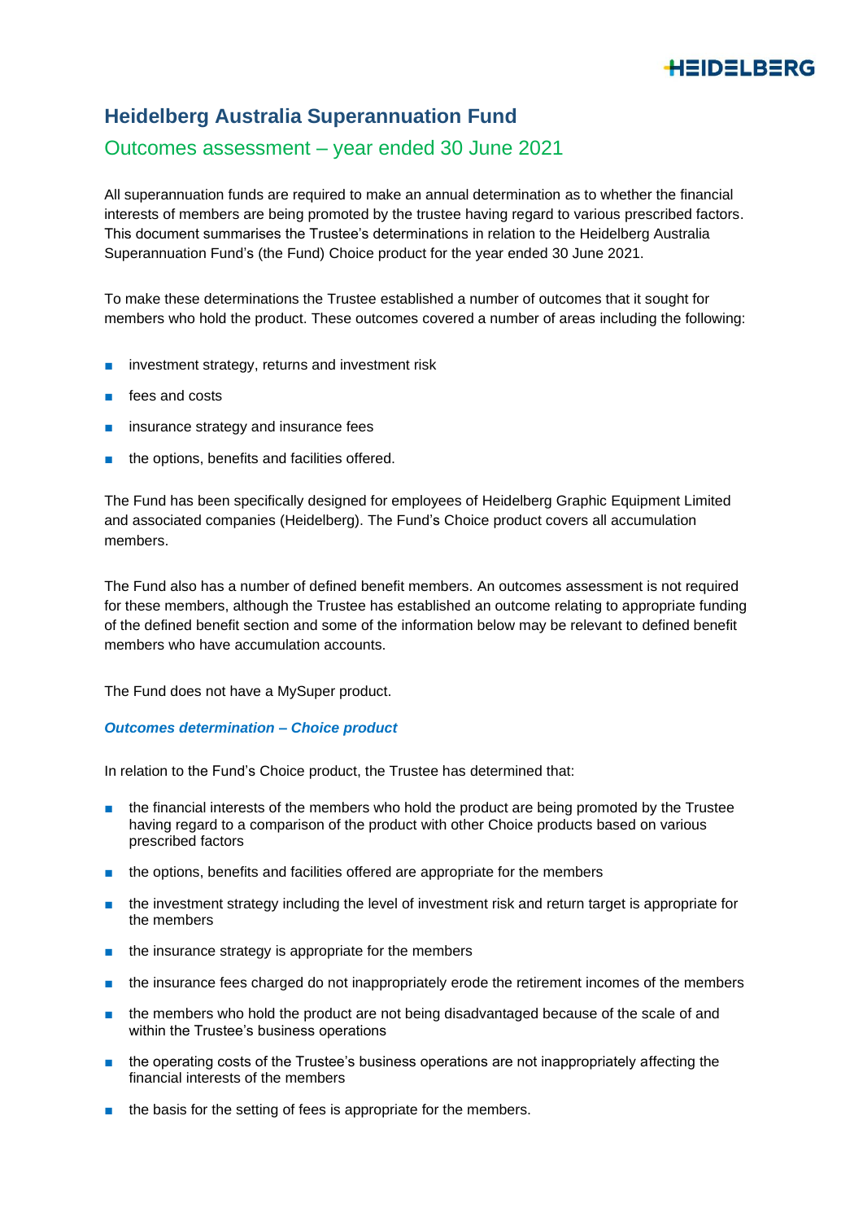# Heidelberg Australia Superannuation Fund

## Outcomes assessment – year ended 30 June 2021

All superannuation funds are required to make an annual determination as to whether the financial interests of members are being promoted by the trustee having regard to various prescribed factors. This document summarises the Trustee's determinations in relation to the Heidelberg Australia Superannuation Fund's (the Fund) Choice product for the year ended 30 June 2021.

To make these determinations the Trustee established a number of outcomes that it sought for members who hold the product. These outcomes covered a number of areas including the following:

- investment strategy, returns and investment risk
- fees and costs
- insurance strategy and insurance fees
- the options, benefits and facilities offered.

The Fund has been specifically designed for employees of Heidelberg Graphic Equipment Limited and associated companies (Heidelberg). The Fund's Choice product covers all accumulation members.

The Fund also has a number of defined benefit members. An outcomes assessment is not required for these members, although the Trustee has established an outcome relating to appropriate funding of the defined benefit section and some of the information below may be relevant to defined benefit members who have accumulation accounts.

The Fund does not have a MySuper product.

### *Outcomes determination – Choice product*

In relation to the Fund's Choice product, the Trustee has determined that:

- the financial interests of the members who hold the product are being promoted by the Trustee having regard to a comparison of the product with other Choice products based on various prescribed factors
- the options, benefits and facilities offered are appropriate for the members
- the investment strategy including the level of investment risk and return target is appropriate for the members
- the insurance strategy is appropriate for the members
- the insurance fees charged do not inappropriately erode the retirement incomes of the members
- the members who hold the product are not being disadvantaged because of the scale of and within the Trustee's business operations
- the operating costs of the Trustee's business operations are not inappropriately affecting the financial interests of the members
- the basis for the setting of fees is appropriate for the members.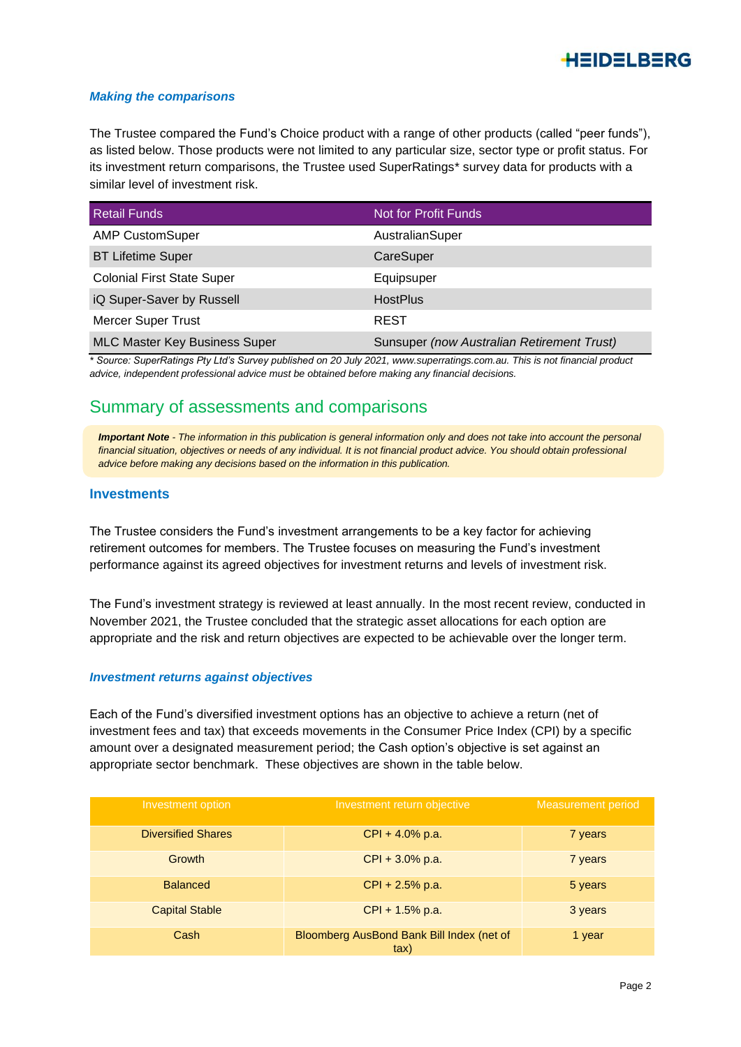### *Making the comparisons*

The Trustee compared the Fund's Choice product with a range of other products (called "peer funds"), as listed below. Those products were not limited to any particular size, sector type or profit status. For its investment return comparisons, the Trustee used SuperRatings* survey data for products with a similar level of investment risk.

| Retail Funds | Not for Profit Funds |
|---|---|
| AMP CustomSuper | AustralianSuper |
| BT Lifetime Super | CareSuper |
| Colonial First State Super | Equipsuper |
| iQ Super-Saver by Russell | HostPlus |
| Mercer Super Trust | REST |
| MLC Master Key Business Super | Sunsuper *(now Australian Retirement Trust)* |

*\* Source: SuperRatings Pty Ltd's Survey published on 20 July 2021, www.superratings.com.au. This is not financial product advice, independent professional advice must be obtained before making any financial decisions.*

## Summary of assessments and comparisons

***Important Note** - The information in this publication is general information only and does not take into account the personal financial situation, objectives or needs of any individual. It is not financial product advice. You should obtain professional advice before making any decisions based on the information in this publication.*

### Investments

The Trustee considers the Fund's investment arrangements to be a key factor for achieving retirement outcomes for members. The Trustee focuses on measuring the Fund's investment performance against its agreed objectives for investment returns and levels of investment risk.

The Fund's investment strategy is reviewed at least annually. In the most recent review, conducted in November 2021, the Trustee concluded that the strategic asset allocations for each option are appropriate and the risk and return objectives are expected to be achievable over the longer term.

### *Investment returns against objectives*

Each of the Fund's diversified investment options has an objective to achieve a return (net of investment fees and tax) that exceeds movements in the Consumer Price Index (CPI) by a specific amount over a designated measurement period; the Cash option's objective is set against an appropriate sector benchmark. These objectives are shown in the table below.

| Investment option | Investment return objective | Measurement period |
|---|---|---|
| Diversified Shares | CPI + 4.0% p.a. | 7 years |
| Growth | CPI + 3.0% p.a. | 7 years |
| Balanced | CPI + 2.5% p.a. | 5 years |
| Capital Stable | CPI + 1.5% p.a. | 3 years |
| Cash | Bloomberg AusBond Bank Bill Index (net of tax) | 1 year |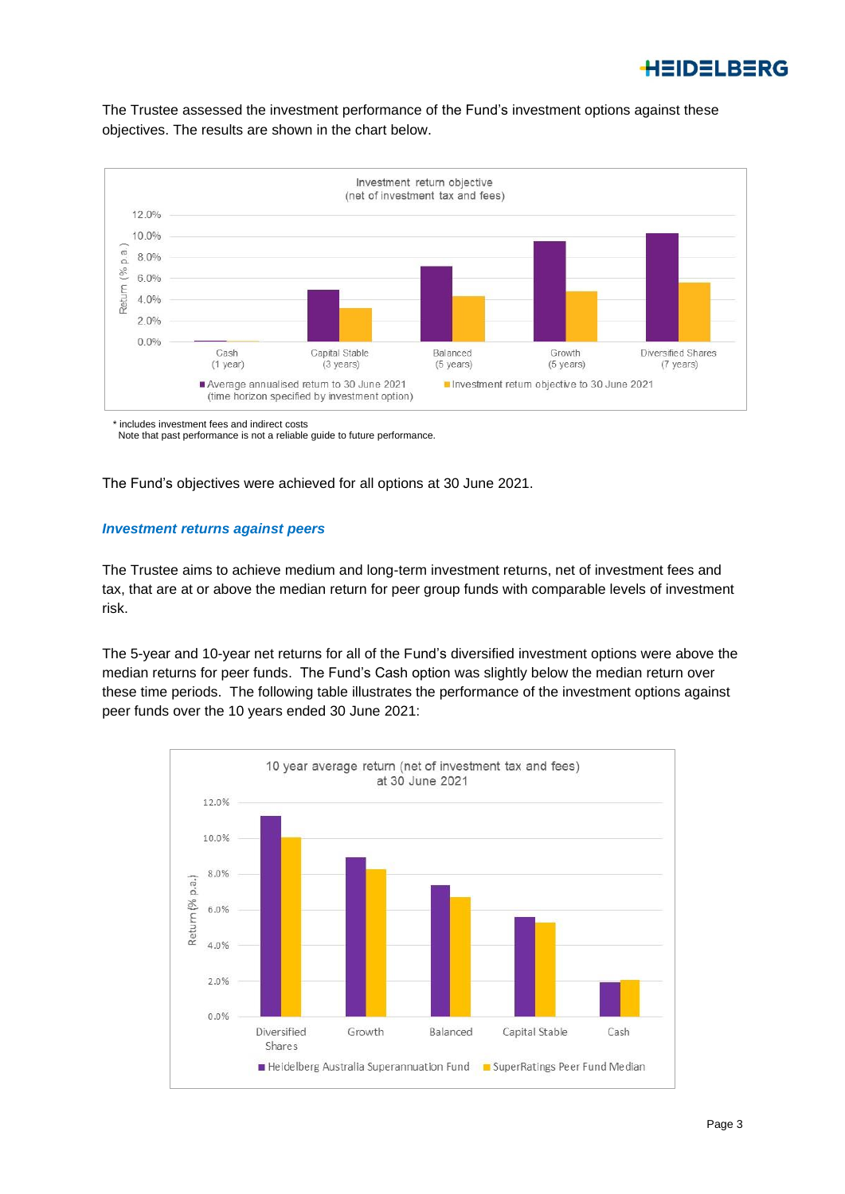The Trustee assessed the investment performance of the Fund's investment options against these objectives. The results are shown in the chart below.

\* includes investment fees and indirect costs
Note that past performance is not a reliable guide to future performance.

The Fund's objectives were achieved for all options at 30 June 2021.

### *Investment returns against peers*

The Trustee aims to achieve medium and long-term investment returns, net of investment fees and tax, that are at or above the median return for peer group funds with comparable levels of investment risk.

The 5-year and 10-year net returns for all of the Fund's diversified investment options were above the median returns for peer funds. The Fund's Cash option was slightly below the median return over these time periods. The following table illustrates the performance of the investment options against peer funds over the 10 years ended 30 June 2021: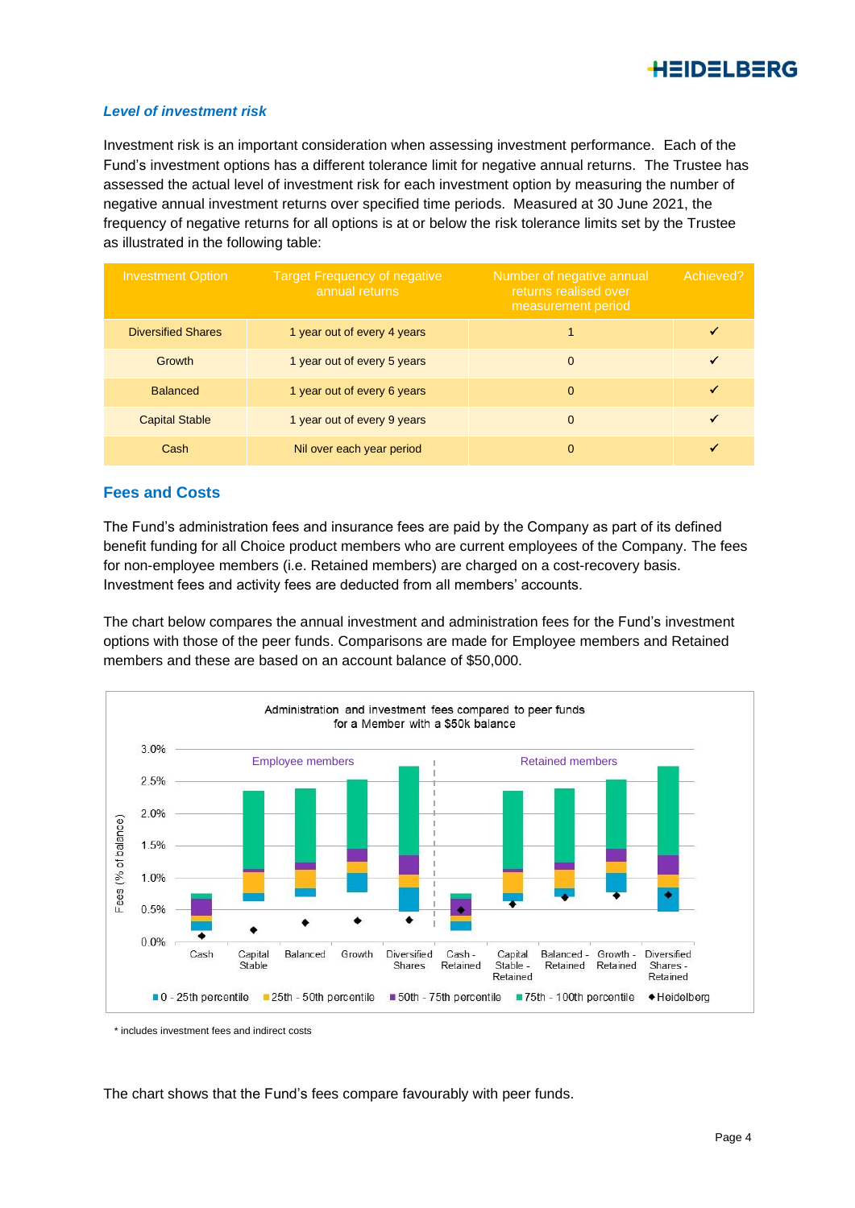### *Level of investment risk*

Investment risk is an important consideration when assessing investment performance. Each of the Fund's investment options has a different tolerance limit for negative annual returns. The Trustee has assessed the actual level of investment risk for each investment option by measuring the number of negative annual investment returns over specified time periods. Measured at 30 June 2021, the frequency of negative returns for all options is at or below the risk tolerance limits set by the Trustee as illustrated in the following table:

| Investment Option | Target Frequency of negative annual returns | Number of negative annual returns realised over measurement period | Achieved? |
|---|---|---|---|
| Diversified Shares | 1 year out of every 4 years | 1 | ✓ |
| Growth | 1 year out of every 5 years | 0 | ✓ |
| Balanced | 1 year out of every 6 years | 0 | ✓ |
| Capital Stable | 1 year out of every 9 years | 0 | ✓ |
| Cash | Nil over each year period | 0 | ✓ |

## Fees and Costs

The Fund's administration fees and insurance fees are paid by the Company as part of its defined benefit funding for all Choice product members who are current employees of the Company. The fees for non-employee members (i.e. Retained members) are charged on a cost-recovery basis. Investment fees and activity fees are deducted from all members' accounts.

The chart below compares the annual investment and administration fees for the Fund's investment options with those of the peer funds. Comparisons are made for Employee members and Retained members and these are based on an account balance of $50,000.

Administration and investment fees compared to peer funds for a Member with a $50k balance

\* includes investment fees and indirect costs

The chart shows that the Fund's fees compare favourably with peer funds.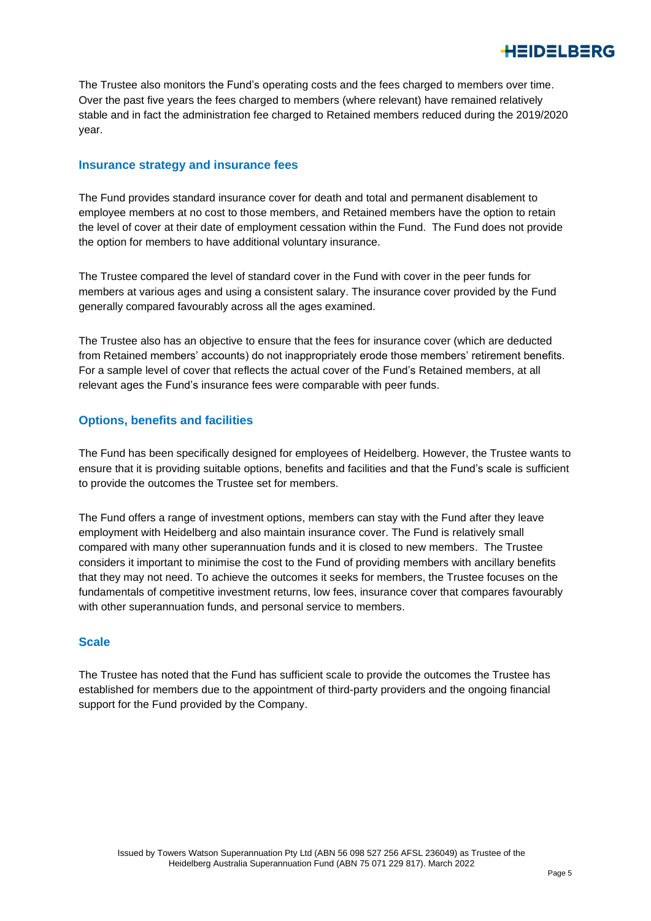The Trustee also monitors the Fund's operating costs and the fees charged to members over time. Over the past five years the fees charged to members (where relevant) have remained relatively stable and in fact the administration fee charged to Retained members reduced during the 2019/2020 year.

## Insurance strategy and insurance fees

The Fund provides standard insurance cover for death and total and permanent disablement to employee members at no cost to those members, and Retained members have the option to retain the level of cover at their date of employment cessation within the Fund. The Fund does not provide the option for members to have additional voluntary insurance.

The Trustee compared the level of standard cover in the Fund with cover in the peer funds for members at various ages and using a consistent salary. The insurance cover provided by the Fund generally compared favourably across all the ages examined.

The Trustee also has an objective to ensure that the fees for insurance cover (which are deducted from Retained members' accounts) do not inappropriately erode those members' retirement benefits. For a sample level of cover that reflects the actual cover of the Fund's Retained members, at all relevant ages the Fund's insurance fees were comparable with peer funds.

## Options, benefits and facilities

The Fund has been specifically designed for employees of Heidelberg. However, the Trustee wants to ensure that it is providing suitable options, benefits and facilities and that the Fund's scale is sufficient to provide the outcomes the Trustee set for members.

The Fund offers a range of investment options, members can stay with the Fund after they leave employment with Heidelberg and also maintain insurance cover. The Fund is relatively small compared with many other superannuation funds and it is closed to new members. The Trustee considers it important to minimise the cost to the Fund of providing members with ancillary benefits that they may not need. To achieve the outcomes it seeks for members, the Trustee focuses on the fundamentals of competitive investment returns, low fees, insurance cover that compares favourably with other superannuation funds, and personal service to members.

## Scale

The Trustee has noted that the Fund has sufficient scale to provide the outcomes the Trustee has established for members due to the appointment of third-party providers and the ongoing financial support for the Fund provided by the Company.

Issued by Towers Watson Superannuation Pty Ltd (ABN 56 098 527 256 AFSL 236049) as Trustee of the Heidelberg Australia Superannuation Fund (ABN 75 071 229 817). March 2022